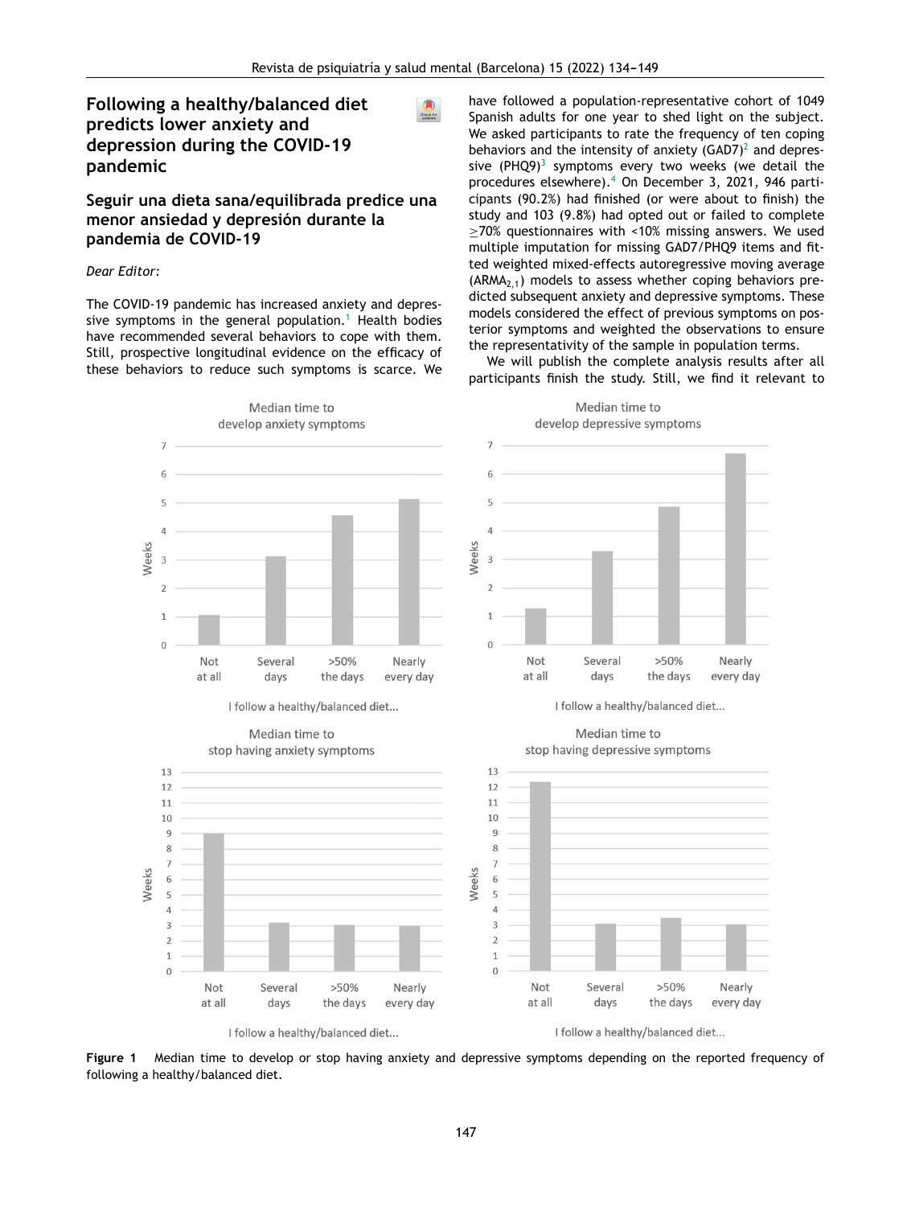# Following a healthy/balanced diet predicts lower anxiety and depression during the COVID-19 pandemic

## Seguir una dieta sana/equilibrada predice una menor ansiedad y depresión durante la pandemia de COVID-19

*Dear Editor:*

The COVID-19 pandemic has increased anxiety and depressive symptoms in the general population.[1] Health bodies have recommended several behaviors to cope with them. Still, prospective longitudinal evidence on the efficacy of these behaviors to reduce such symptoms is scarce. We have followed a population-representative cohort of 1049 Spanish adults for one year to shed light on the subject. We asked participants to rate the frequency of ten coping behaviors and the intensity of anxiety (GAD7)[2] and depressive (PHQ9)[3] symptoms every two weeks (we detail the procedures elsewhere).[4] On December 3, 2021, 946 participants (90.2%) had finished (or were about to finish) the study and 103 (9.8%) had opted out or failed to complete ≥70% questionnaires with <10% missing answers. We used multiple imputation for missing GAD7/PHQ9 items and fitted weighted mixed-effects autoregressive moving average ($ARMA_{2,1}$) models to assess whether coping behaviors predicted subsequent anxiety and depressive symptoms. These models considered the effect of previous symptoms on posterior symptoms and weighted the observations to ensure the representativity of the sample in population terms.

We will publish the complete analysis results after all participants finish the study. Still, we find it relevant to

**Figure 1** Median time to develop or stop having anxiety and depressive symptoms depending on the reported frequency of following a healthy/balanced diet.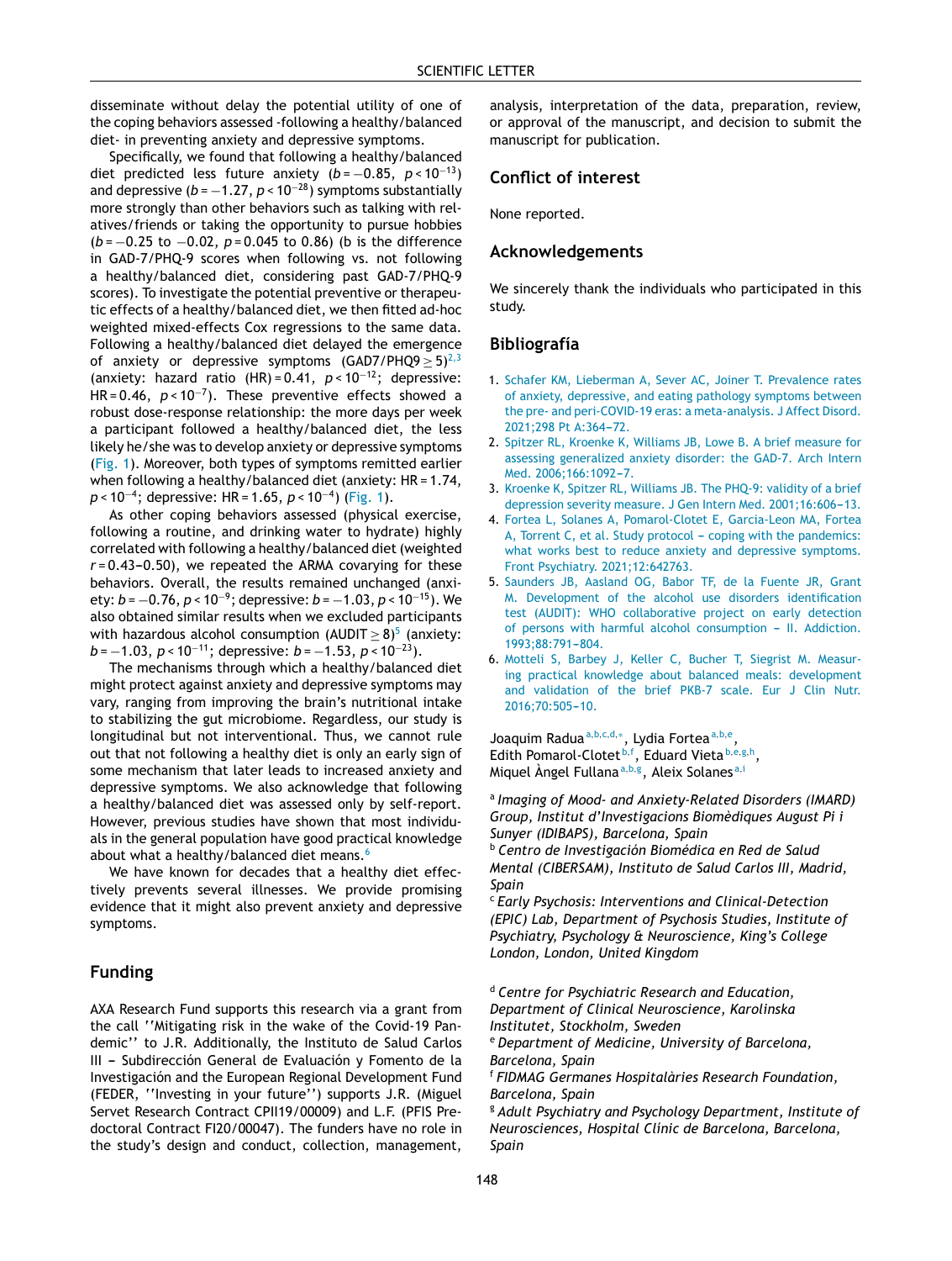disseminate without delay the potential utility of one of the coping behaviors assessed -following a healthy/balanced diet- in preventing anxiety and depressive symptoms.

Specifically, we found that following a healthy/balanced diet predicted less future anxiety ($b = -0.85$, $p < 10^{-13}$) and depressive ($b = -1.27$, $p < 10^{-28}$) symptoms substantially more strongly than other behaviors such as talking with relatives/friends or taking the opportunity to pursue hobbies ($b = -0.25$ to $-0.02$, $p = 0.045$ to $0.86$) (b is the difference in GAD-7/PHQ-9 scores when following vs. not following a healthy/balanced diet, considering past GAD-7/PHQ-9 scores). To investigate the potential preventive or therapeutic effects of a healthy/balanced diet, we then fitted ad-hoc weighted mixed-effects Cox regressions to the same data. Following a healthy/balanced diet delayed the emergence of anxiety or depressive symptoms (GAD7/PHQ9 $\geq 5$)[2,3] (anxiety: hazard ratio (HR) = 0.41, $p < 10^{-12}$; depressive: HR = 0.46, $p < 10^{-7}$). These preventive effects showed a robust dose-response relationship: the more days per week a participant followed a healthy/balanced diet, the less likely he/she was to develop anxiety or depressive symptoms (Fig. 1). Moreover, both types of symptoms remitted earlier when following a healthy/balanced diet (anxiety: HR = 1.74, $p < 10^{-4}$; depressive: HR = 1.65, $p < 10^{-4}$) (Fig. 1).

As other coping behaviors assessed (physical exercise, following a routine, and drinking water to hydrate) highly correlated with following a healthy/balanced diet (weighted $r = 0.43$–$0.50$), we repeated the ARMA covarying for these behaviors. Overall, the results remained unchanged (anxiety: $b = -0.76$, $p < 10^{-9}$; depressive: $b = -1.03$, $p < 10^{-15}$). We also obtained similar results when we excluded participants with hazardous alcohol consumption (AUDIT $\geq 8$)[5] (anxiety: $b = -1.03$, $p < 10^{-11}$; depressive: $b = -1.53$, $p < 10^{-23}$).

The mechanisms through which a healthy/balanced diet might protect against anxiety and depressive symptoms may vary, ranging from improving the brain's nutritional intake to stabilizing the gut microbiome. Regardless, our study is longitudinal but not interventional. Thus, we cannot rule out that not following a healthy diet is only an early sign of some mechanism that later leads to increased anxiety and depressive symptoms. We also acknowledge that following a healthy/balanced diet was assessed only by self-report. However, previous studies have shown that most individuals in the general population have good practical knowledge about what a healthy/balanced diet means.[6]

We have known for decades that a healthy diet effectively prevents several illnesses. We provide promising evidence that it might also prevent anxiety and depressive symptoms.

## Funding

AXA Research Fund supports this research via a grant from the call ''Mitigating risk in the wake of the Covid-19 Pandemic'' to J.R. Additionally, the Instituto de Salud Carlos III – Subdirección General de Evaluación y Fomento de la Investigación and the European Regional Development Fund (FEDER, ''Investing in your future'') supports J.R. (Miguel Servet Research Contract CPII19/00009) and L.F. (PFIS Predoctoral Contract FI20/00047). The funders have no role in the study's design and conduct, collection, management, analysis, interpretation of the data, preparation, review, or approval of the manuscript, and decision to submit the manuscript for publication.

## Conflict of interest

None reported.

## Acknowledgements

We sincerely thank the individuals who participated in this study.

## Bibliografía

1. Schafer KM, Lieberman A, Sever AC, Joiner T. Prevalence rates of anxiety, depressive, and eating pathology symptoms between the pre- and peri-COVID-19 eras: a meta-analysis. J Affect Disord. 2021;298 Pt A:364–72.
2. Spitzer RL, Kroenke K, Williams JB, Lowe B. A brief measure for assessing generalized anxiety disorder: the GAD-7. Arch Intern Med. 2006;166:1092–7.
3. Kroenke K, Spitzer RL, Williams JB. The PHQ-9: validity of a brief depression severity measure. J Gen Intern Med. 2001;16:606–13.
4. Fortea L, Solanes A, Pomarol-Clotet E, Garcia-Leon MA, Fortea A, Torrent C, et al. Study protocol – coping with the pandemics: what works best to reduce anxiety and depressive symptoms. Front Psychiatry. 2021;12:642763.
5. Saunders JB, Aasland OG, Babor TF, de la Fuente JR, Grant M. Development of the alcohol use disorders identification test (AUDIT): WHO collaborative project on early detection of persons with harmful alcohol consumption – II. Addiction. 1993;88:791–804.
6. Motteli S, Barbey J, Keller C, Bucher T, Siegrist M. Measuring practical knowledge about balanced meals: development and validation of the brief PKB-7 scale. Eur J Clin Nutr. 2016;70:505–10.

Joaquim Radua[a,b,c,d,*], Lydia Fortea[a,b,e], Edith Pomarol-Clotet[b,f], Eduard Vieta[b,e,g,h], Miquel Àngel Fullana[a,b,g], Aleix Solanes[a,i]

[a] *Imaging of Mood- and Anxiety-Related Disorders (IMARD) Group, Institut d'Investigacions Biomèdiques August Pi i Sunyer (IDIBAPS), Barcelona, Spain*
[b] *Centro de Investigación Biomédica en Red de Salud Mental (CIBERSAM), Instituto de Salud Carlos III, Madrid, Spain*
[c] *Early Psychosis: Interventions and Clinical-Detection (EPIC) Lab, Department of Psychosis Studies, Institute of Psychiatry, Psychology & Neuroscience, King's College London, London, United Kingdom*
[d] *Centre for Psychiatric Research and Education, Department of Clinical Neuroscience, Karolinska Institutet, Stockholm, Sweden*
[e] *Department of Medicine, University of Barcelona, Barcelona, Spain*
[f] *FIDMAG Germanes Hospitalàries Research Foundation, Barcelona, Spain*
[g] *Adult Psychiatry and Psychology Department, Institute of Neurosciences, Hospital Clínic de Barcelona, Barcelona, Spain*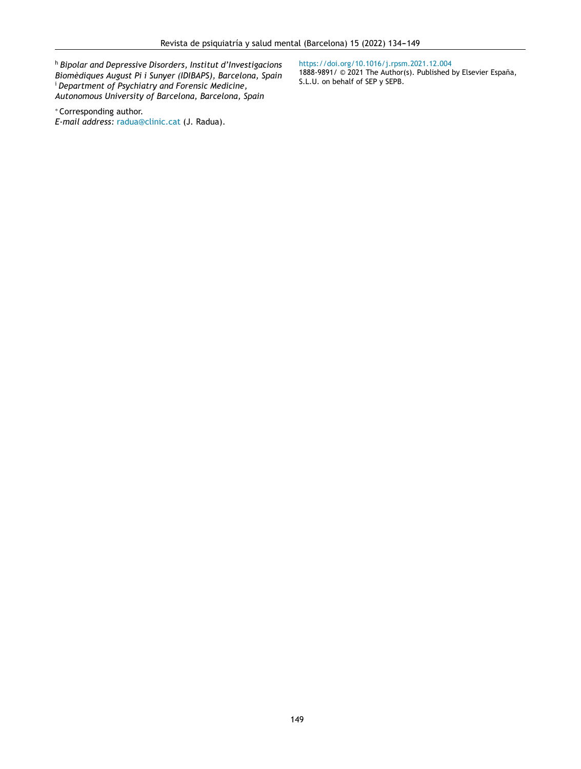[h] *Bipolar and Depressive Disorders, Institut d'Investigacions Biomèdiques August Pi i Sunyer (IDIBAPS), Barcelona, Spain*
[i] *Department of Psychiatry and Forensic Medicine, Autonomous University of Barcelona, Barcelona, Spain*

[*] Corresponding author.
*E-mail address:* radua@clinic.cat (J. Radua).

https://doi.org/10.1016/j.rpsm.2021.12.004
1888-9891/ © 2021 The Author(s). Published by Elsevier España, S.L.U. on behalf of SEP y SEPB.